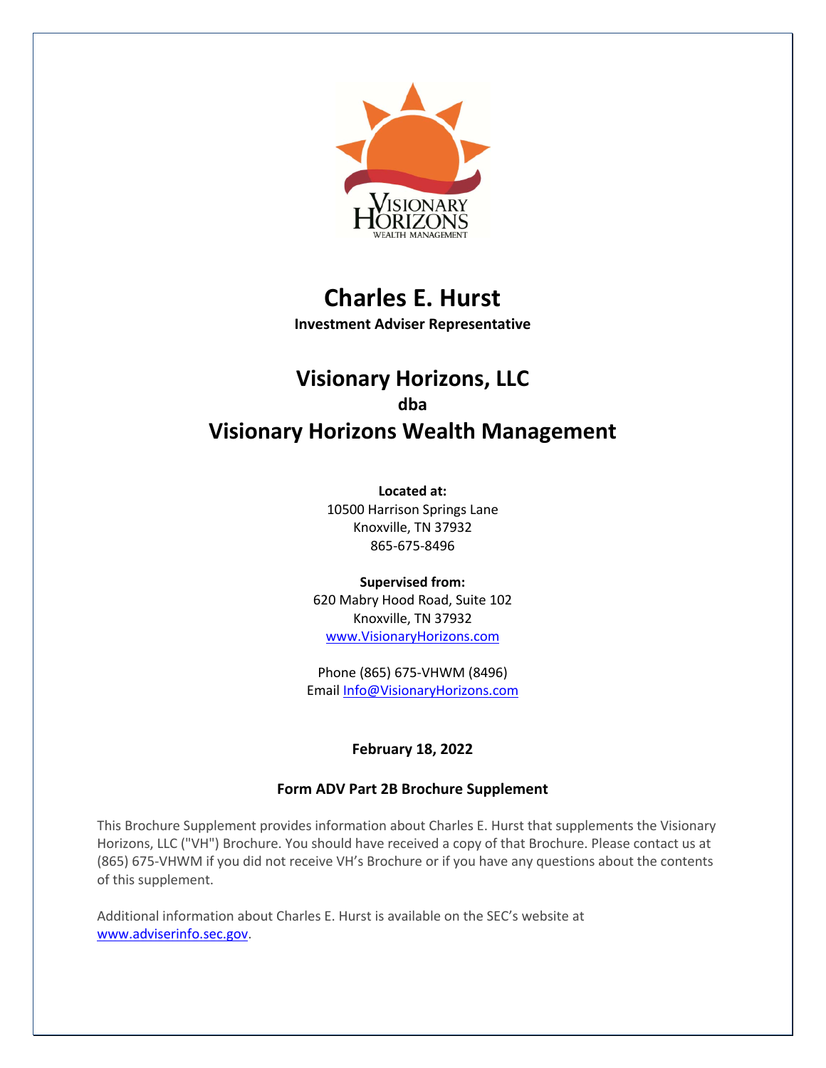# Charles E. Hurst

**Investment Adviser Representative**

## Visionary Horizons, LLC

**dba**

## Visionary Horizons Wealth Management

**Located at:**
10500 Harrison Springs Lane
Knoxville, TN 37932
865-675-8496

**Supervised from:**
620 Mabry Hood Road, Suite 102
Knoxville, TN 37932
www.VisionaryHorizons.com

Phone (865) 675-VHWM (8496)
Email Info@VisionaryHorizons.com

**February 18, 2022**

**Form ADV Part 2B Brochure Supplement**

This Brochure Supplement provides information about Charles E. Hurst that supplements the Visionary Horizons, LLC ("VH") Brochure. You should have received a copy of that Brochure. Please contact us at (865) 675-VHWM if you did not receive VH's Brochure or if you have any questions about the contents of this supplement.

Additional information about Charles E. Hurst is available on the SEC's website at www.adviserinfo.sec.gov.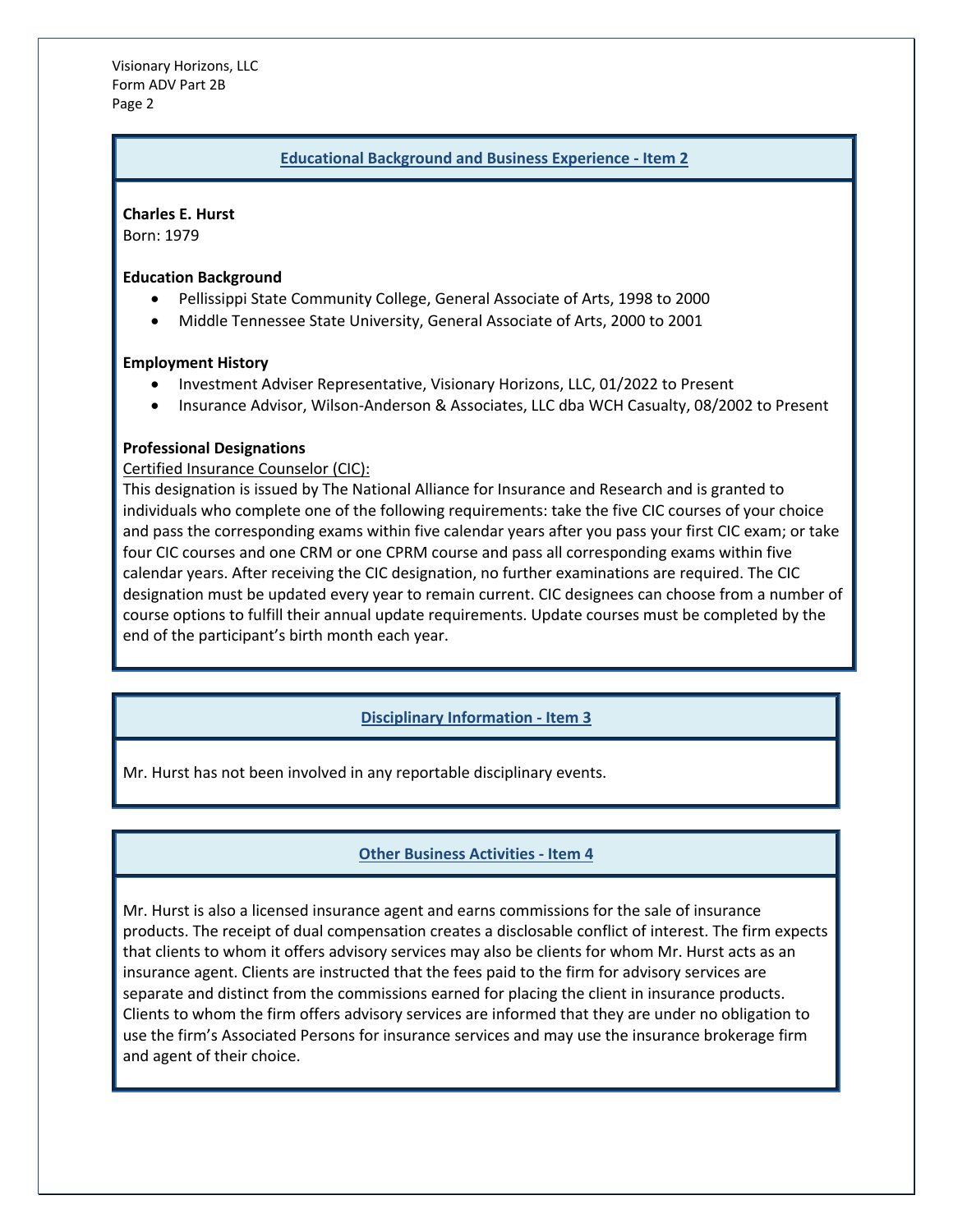## Educational Background and Business Experience - Item 2

**Charles E. Hurst**
Born: 1979

**Education Background**

- Pellissippi State Community College, General Associate of Arts, 1998 to 2000
- Middle Tennessee State University, General Associate of Arts, 2000 to 2001

**Employment History**

- Investment Adviser Representative, Visionary Horizons, LLC, 01/2022 to Present
- Insurance Advisor, Wilson-Anderson & Associates, LLC dba WCH Casualty, 08/2002 to Present

**Professional Designations**

Certified Insurance Counselor (CIC):
This designation is issued by The National Alliance for Insurance and Research and is granted to individuals who complete one of the following requirements: take the five CIC courses of your choice and pass the corresponding exams within five calendar years after you pass your first CIC exam; or take four CIC courses and one CRM or one CPRM course and pass all corresponding exams within five calendar years. After receiving the CIC designation, no further examinations are required. The CIC designation must be updated every year to remain current. CIC designees can choose from a number of course options to fulfill their annual update requirements. Update courses must be completed by the end of the participant's birth month each year.

## Disciplinary Information - Item 3

Mr. Hurst has not been involved in any reportable disciplinary events.

## Other Business Activities - Item 4

Mr. Hurst is also a licensed insurance agent and earns commissions for the sale of insurance products. The receipt of dual compensation creates a disclosable conflict of interest. The firm expects that clients to whom it offers advisory services may also be clients for whom Mr. Hurst acts as an insurance agent. Clients are instructed that the fees paid to the firm for advisory services are separate and distinct from the commissions earned for placing the client in insurance products. Clients to whom the firm offers advisory services are informed that they are under no obligation to use the firm's Associated Persons for insurance services and may use the insurance brokerage firm and agent of their choice.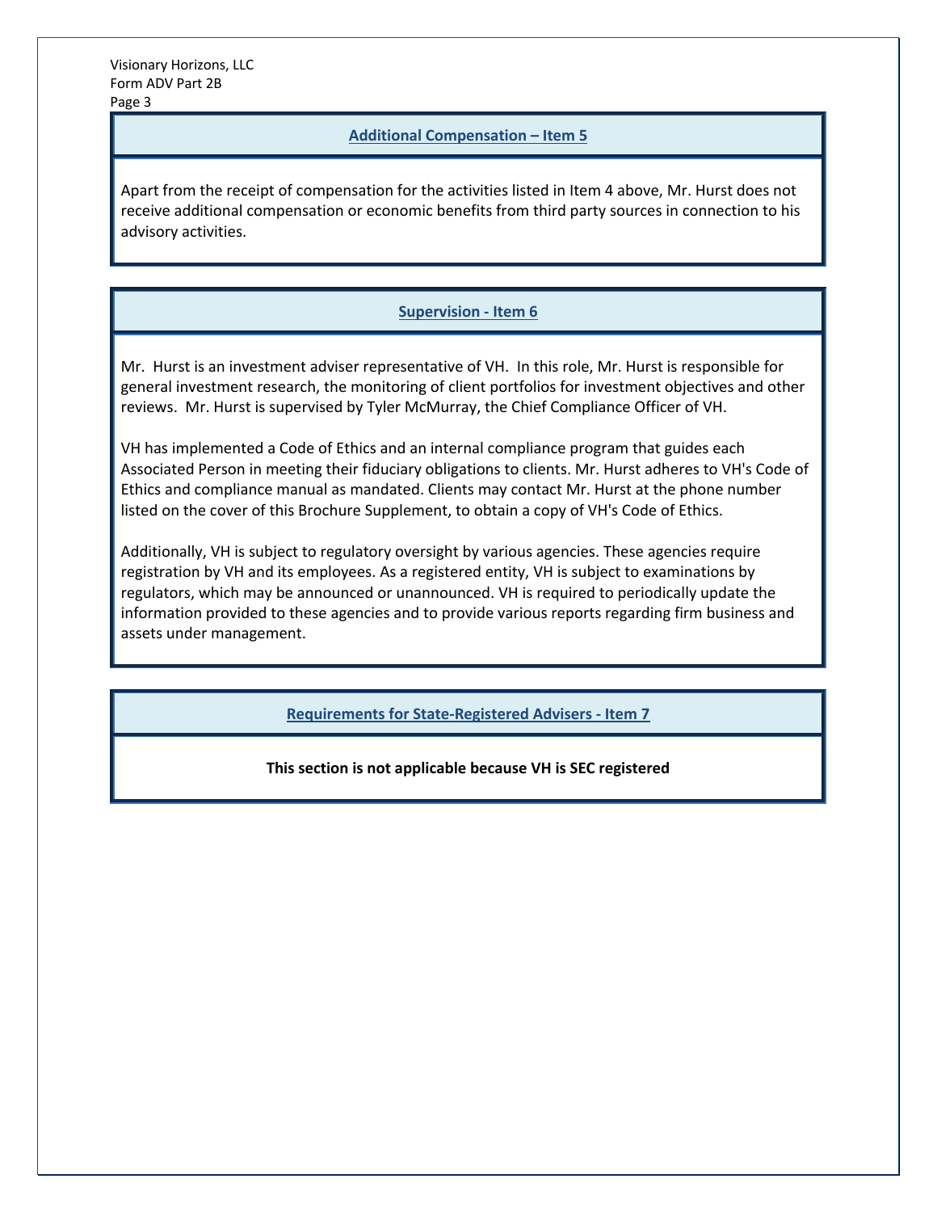## Additional Compensation – Item 5

Apart from the receipt of compensation for the activities listed in Item 4 above, Mr. Hurst does not receive additional compensation or economic benefits from third party sources in connection to his advisory activities.

## Supervision - Item 6

Mr. Hurst is an investment adviser representative of VH. In this role, Mr. Hurst is responsible for general investment research, the monitoring of client portfolios for investment objectives and other reviews. Mr. Hurst is supervised by Tyler McMurray, the Chief Compliance Officer of VH.

VH has implemented a Code of Ethics and an internal compliance program that guides each Associated Person in meeting their fiduciary obligations to clients. Mr. Hurst adheres to VH's Code of Ethics and compliance manual as mandated. Clients may contact Mr. Hurst at the phone number listed on the cover of this Brochure Supplement, to obtain a copy of VH's Code of Ethics.

Additionally, VH is subject to regulatory oversight by various agencies. These agencies require registration by VH and its employees. As a registered entity, VH is subject to examinations by regulators, which may be announced or unannounced. VH is required to periodically update the information provided to these agencies and to provide various reports regarding firm business and assets under management.

## Requirements for State-Registered Advisers - Item 7

**This section is not applicable because VH is SEC registered**